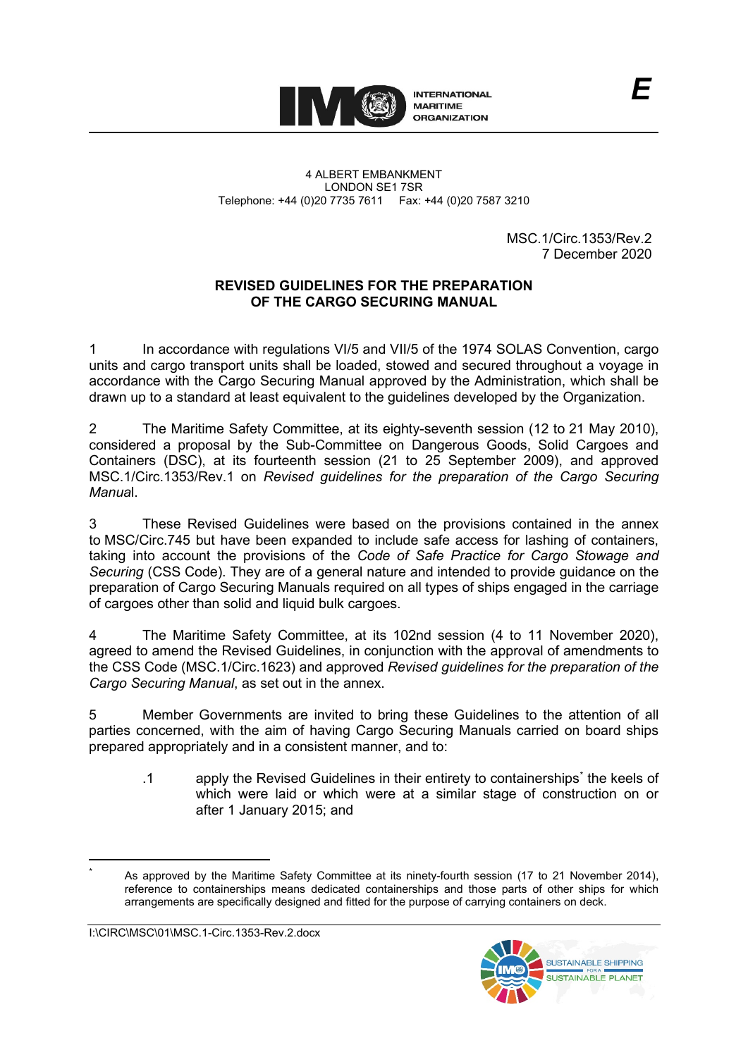**E**

4 ALBERT EMBANKMENT
LONDON SE1 7SR
Telephone: +44 (0)20 7735 7611 Fax: +44 (0)20 7587 3210

MSC.1/Circ.1353/Rev.2
7 December 2020

# REVISED GUIDELINES FOR THE PREPARATION OF THE CARGO SECURING MANUAL

1 In accordance with regulations VI/5 and VII/5 of the 1974 SOLAS Convention, cargo units and cargo transport units shall be loaded, stowed and secured throughout a voyage in accordance with the Cargo Securing Manual approved by the Administration, which shall be drawn up to a standard at least equivalent to the guidelines developed by the Organization.

2 The Maritime Safety Committee, at its eighty-seventh session (12 to 21 May 2010), considered a proposal by the Sub-Committee on Dangerous Goods, Solid Cargoes and Containers (DSC), at its fourteenth session (21 to 25 September 2009), and approved MSC.1/Circ.1353/Rev.1 on *Revised guidelines for the preparation of the Cargo Securing Manua*l.

3 These Revised Guidelines were based on the provisions contained in the annex to MSC/Circ.745 but have been expanded to include safe access for lashing of containers, taking into account the provisions of the *Code of Safe Practice for Cargo Stowage and Securing* (CSS Code). They are of a general nature and intended to provide guidance on the preparation of Cargo Securing Manuals required on all types of ships engaged in the carriage of cargoes other than solid and liquid bulk cargoes.

4 The Maritime Safety Committee, at its 102nd session (4 to 11 November 2020), agreed to amend the Revised Guidelines, in conjunction with the approval of amendments to the CSS Code (MSC.1/Circ.1623) and approved *Revised guidelines for the preparation of the Cargo Securing Manual*, as set out in the annex.

5 Member Governments are invited to bring these Guidelines to the attention of all parties concerned, with the aim of having Cargo Securing Manuals carried on board ships prepared appropriately and in a consistent manner, and to:

.1 apply the Revised Guidelines in their entirety to containerships* the keels of which were laid or which were at a similar stage of construction on or after 1 January 2015; and

---

\* As approved by the Maritime Safety Committee at its ninety-fourth session (17 to 21 November 2014), reference to containerships means dedicated containerships and those parts of other ships for which arrangements are specifically designed and fitted for the purpose of carrying containers on deck.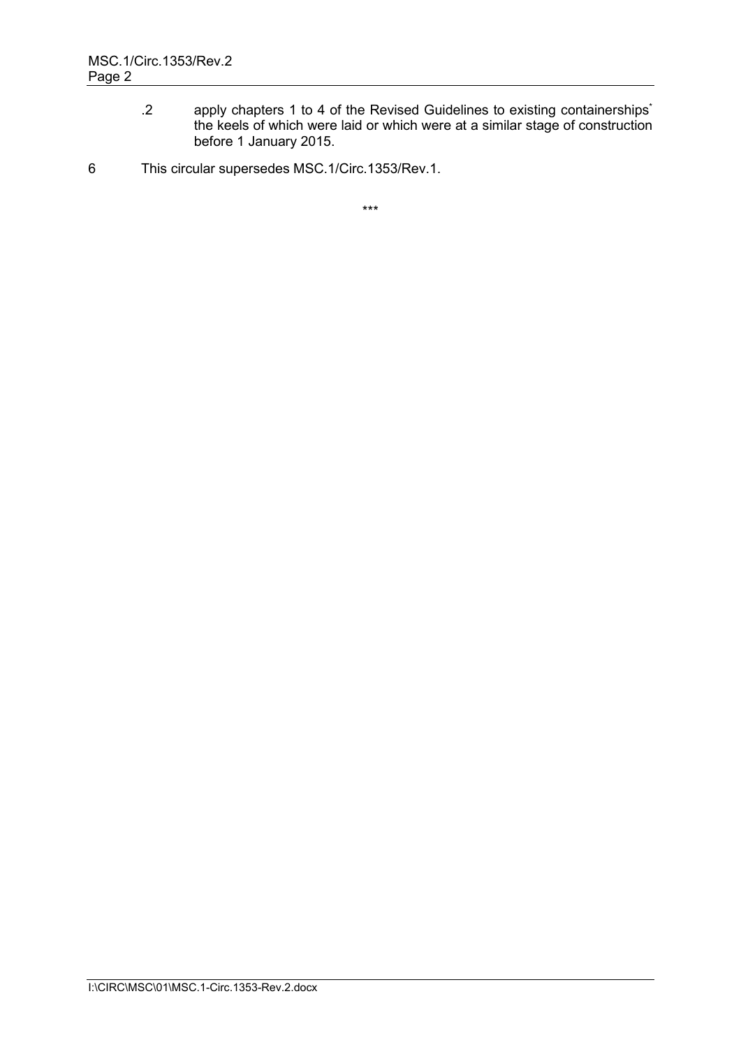.2 apply chapters 1 to 4 of the Revised Guidelines to existing containerships* the keels of which were laid or which were at a similar stage of construction before 1 January 2015.

6 This circular supersedes MSC.1/Circ.1353/Rev.1.

\*\*\*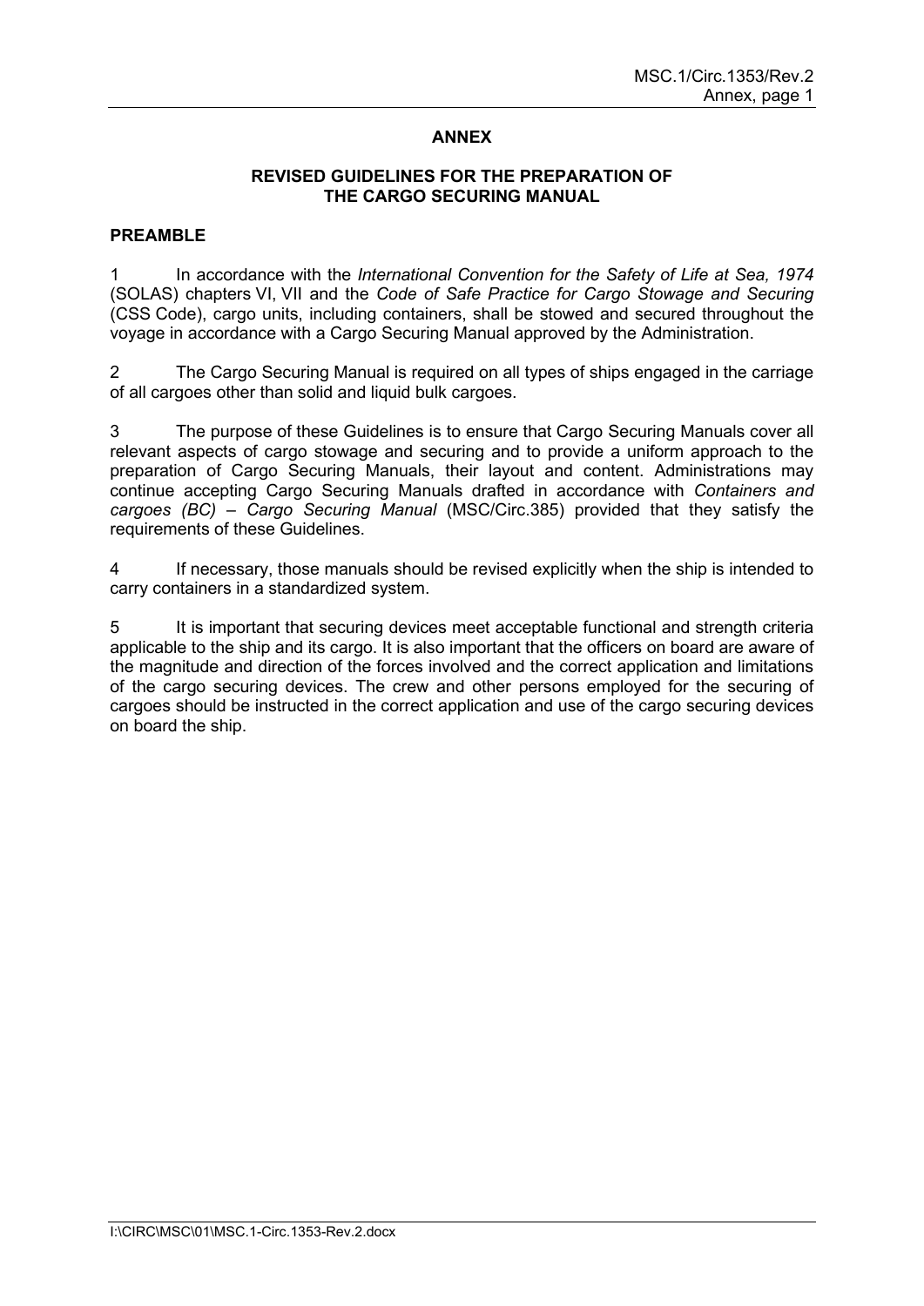# ANNEX

## REVISED GUIDELINES FOR THE PREPARATION OF THE CARGO SECURING MANUAL

### PREAMBLE

1 In accordance with the *International Convention for the Safety of Life at Sea, 1974* (SOLAS) chapters VI, VII and the *Code of Safe Practice for Cargo Stowage and Securing* (CSS Code), cargo units, including containers, shall be stowed and secured throughout the voyage in accordance with a Cargo Securing Manual approved by the Administration.

2 The Cargo Securing Manual is required on all types of ships engaged in the carriage of all cargoes other than solid and liquid bulk cargoes.

3 The purpose of these Guidelines is to ensure that Cargo Securing Manuals cover all relevant aspects of cargo stowage and securing and to provide a uniform approach to the preparation of Cargo Securing Manuals, their layout and content. Administrations may continue accepting Cargo Securing Manuals drafted in accordance with *Containers and cargoes (BC) – Cargo Securing Manual* (MSC/Circ.385) provided that they satisfy the requirements of these Guidelines.

4 If necessary, those manuals should be revised explicitly when the ship is intended to carry containers in a standardized system.

5 It is important that securing devices meet acceptable functional and strength criteria applicable to the ship and its cargo. It is also important that the officers on board are aware of the magnitude and direction of the forces involved and the correct application and limitations of the cargo securing devices. The crew and other persons employed for the securing of cargoes should be instructed in the correct application and use of the cargo securing devices on board the ship.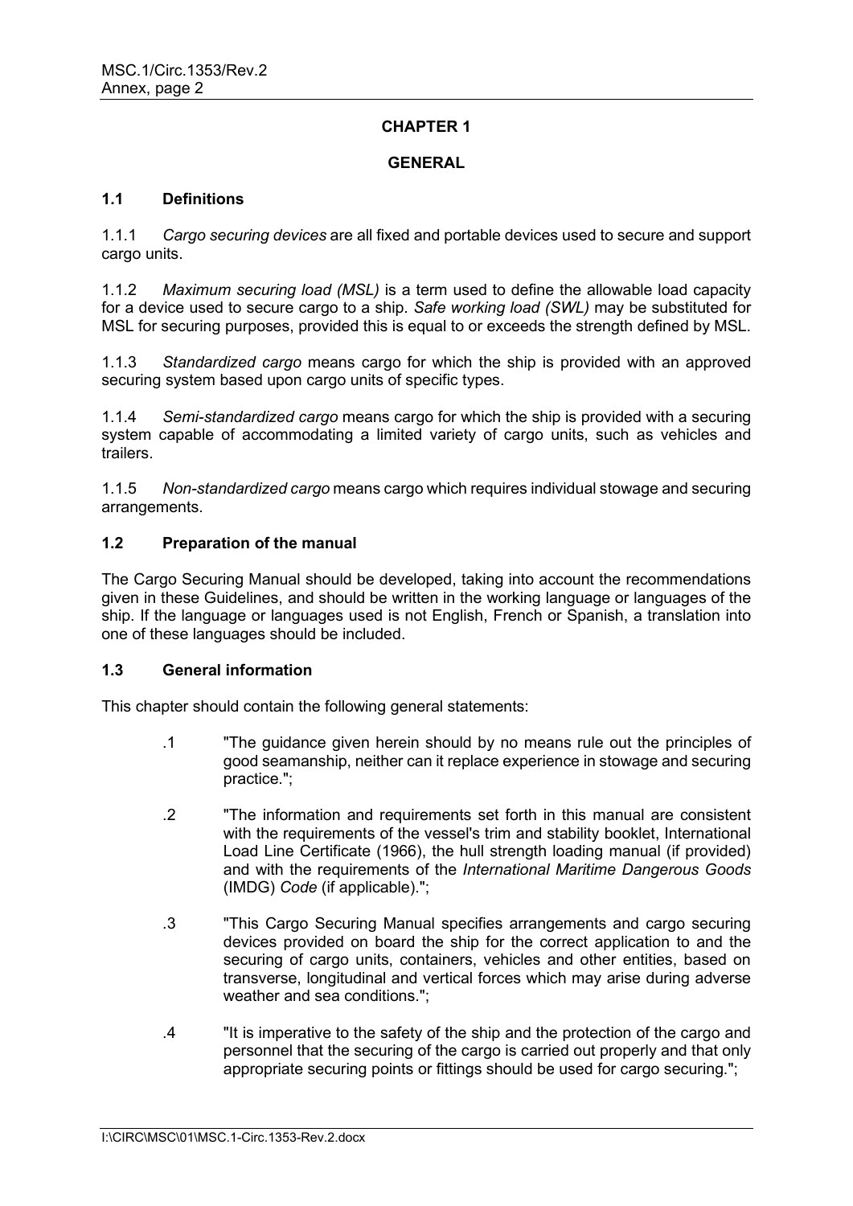# CHAPTER 1

# GENERAL

## 1.1 Definitions

1.1.1 *Cargo securing devices* are all fixed and portable devices used to secure and support cargo units.

1.1.2 *Maximum securing load (MSL)* is a term used to define the allowable load capacity for a device used to secure cargo to a ship. *Safe working load (SWL)* may be substituted for MSL for securing purposes, provided this is equal to or exceeds the strength defined by MSL.

1.1.3 *Standardized cargo* means cargo for which the ship is provided with an approved securing system based upon cargo units of specific types.

1.1.4 *Semi-standardized cargo* means cargo for which the ship is provided with a securing system capable of accommodating a limited variety of cargo units, such as vehicles and trailers.

1.1.5 *Non-standardized cargo* means cargo which requires individual stowage and securing arrangements.

## 1.2 Preparation of the manual

The Cargo Securing Manual should be developed, taking into account the recommendations given in these Guidelines, and should be written in the working language or languages of the ship. If the language or languages used is not English, French or Spanish, a translation into one of these languages should be included.

## 1.3 General information

This chapter should contain the following general statements:

.1 "The guidance given herein should by no means rule out the principles of good seamanship, neither can it replace experience in stowage and securing practice.";

.2 "The information and requirements set forth in this manual are consistent with the requirements of the vessel's trim and stability booklet, International Load Line Certificate (1966), the hull strength loading manual (if provided) and with the requirements of the *International Maritime Dangerous Goods* (IMDG) *Code* (if applicable).";

.3 "This Cargo Securing Manual specifies arrangements and cargo securing devices provided on board the ship for the correct application to and the securing of cargo units, containers, vehicles and other entities, based on transverse, longitudinal and vertical forces which may arise during adverse weather and sea conditions.";

.4 "It is imperative to the safety of the ship and the protection of the cargo and personnel that the securing of the cargo is carried out properly and that only appropriate securing points or fittings should be used for cargo securing.";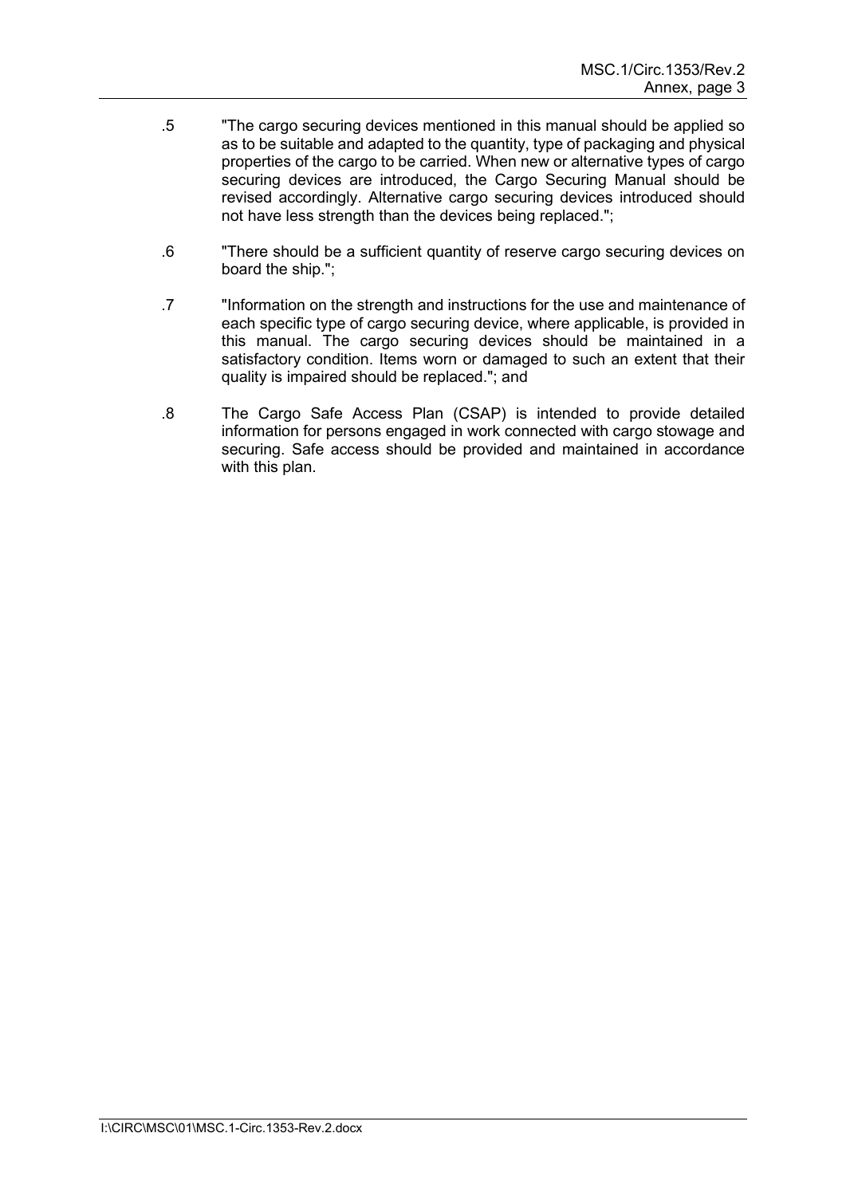.5 "The cargo securing devices mentioned in this manual should be applied so as to be suitable and adapted to the quantity, type of packaging and physical properties of the cargo to be carried. When new or alternative types of cargo securing devices are introduced, the Cargo Securing Manual should be revised accordingly. Alternative cargo securing devices introduced should not have less strength than the devices being replaced.";

.6 "There should be a sufficient quantity of reserve cargo securing devices on board the ship.";

.7 "Information on the strength and instructions for the use and maintenance of each specific type of cargo securing device, where applicable, is provided in this manual. The cargo securing devices should be maintained in a satisfactory condition. Items worn or damaged to such an extent that their quality is impaired should be replaced."; and

.8 The Cargo Safe Access Plan (CSAP) is intended to provide detailed information for persons engaged in work connected with cargo stowage and securing. Safe access should be provided and maintained in accordance with this plan.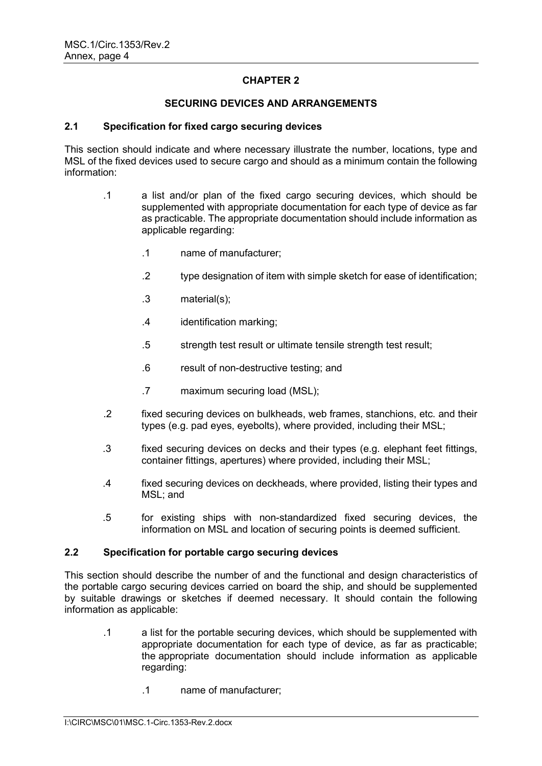## CHAPTER 2

### SECURING DEVICES AND ARRANGEMENTS

#### 2.1 Specification for fixed cargo securing devices

This section should indicate and where necessary illustrate the number, locations, type and MSL of the fixed devices used to secure cargo and should as a minimum contain the following information:

.1 a list and/or plan of the fixed cargo securing devices, which should be supplemented with appropriate documentation for each type of device as far as practicable. The appropriate documentation should include information as applicable regarding:

  .1 name of manufacturer;

  .2 type designation of item with simple sketch for ease of identification;

  .3 material(s);

  .4 identification marking;

  .5 strength test result or ultimate tensile strength test result;

  .6 result of non-destructive testing; and

  .7 maximum securing load (MSL);

.2 fixed securing devices on bulkheads, web frames, stanchions, etc. and their types (e.g. pad eyes, eyebolts), where provided, including their MSL;

.3 fixed securing devices on decks and their types (e.g. elephant feet fittings, container fittings, apertures) where provided, including their MSL;

.4 fixed securing devices on deckheads, where provided, listing their types and MSL; and

.5 for existing ships with non-standardized fixed securing devices, the information on MSL and location of securing points is deemed sufficient.

#### 2.2 Specification for portable cargo securing devices

This section should describe the number of and the functional and design characteristics of the portable cargo securing devices carried on board the ship, and should be supplemented by suitable drawings or sketches if deemed necessary. It should contain the following information as applicable:

.1 a list for the portable securing devices, which should be supplemented with appropriate documentation for each type of device, as far as practicable; the appropriate documentation should include information as applicable regarding:

  .1 name of manufacturer;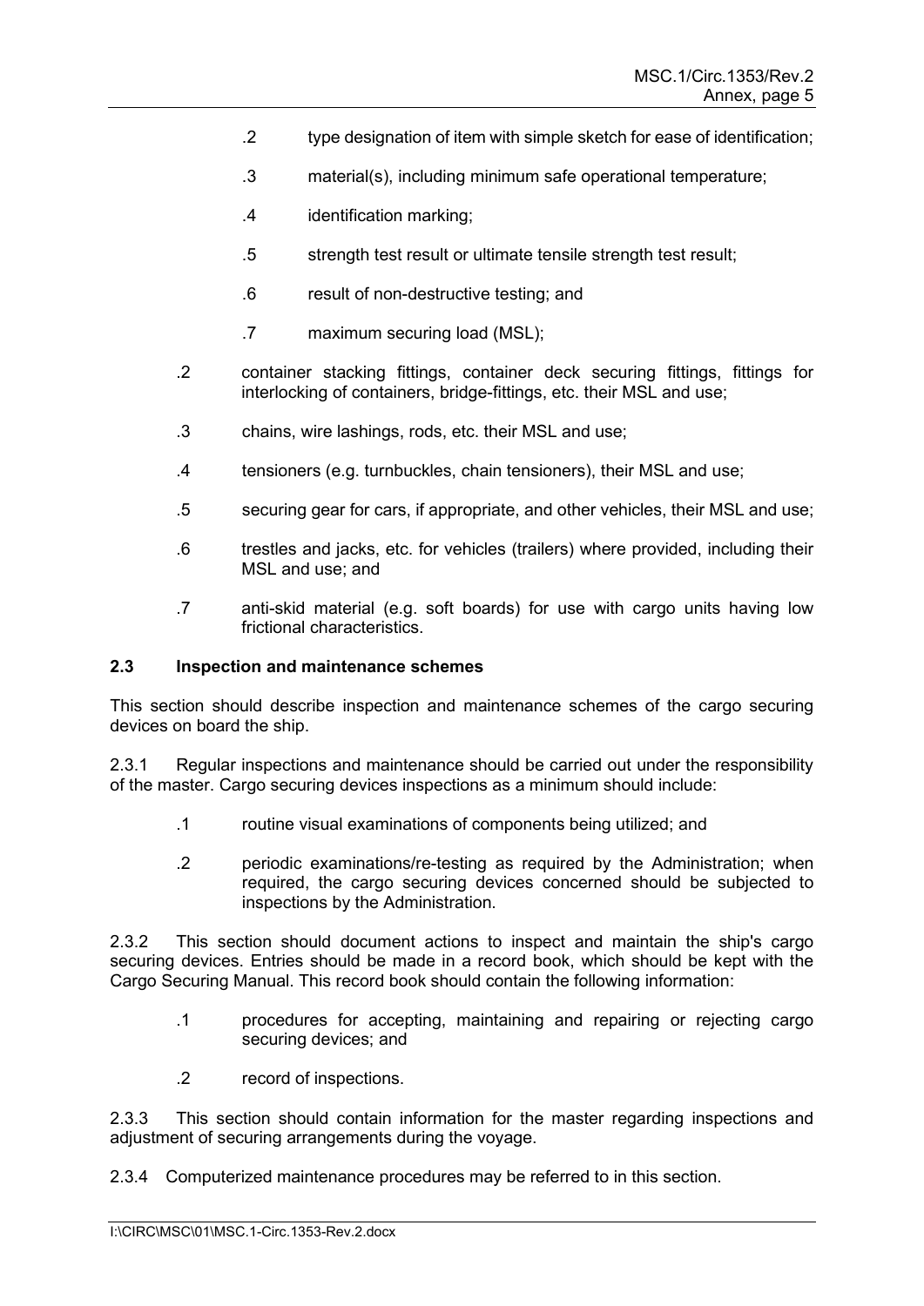.2 type designation of item with simple sketch for ease of identification;

.3 material(s), including minimum safe operational temperature;

.4 identification marking;

.5 strength test result or ultimate tensile strength test result;

.6 result of non-destructive testing; and

.7 maximum securing load (MSL);

.2 container stacking fittings, container deck securing fittings, fittings for interlocking of containers, bridge-fittings, etc. their MSL and use;

.3 chains, wire lashings, rods, etc. their MSL and use;

.4 tensioners (e.g. turnbuckles, chain tensioners), their MSL and use;

.5 securing gear for cars, if appropriate, and other vehicles, their MSL and use;

.6 trestles and jacks, etc. for vehicles (trailers) where provided, including their MSL and use; and

.7 anti-skid material (e.g. soft boards) for use with cargo units having low frictional characteristics.

**2.3 Inspection and maintenance schemes**

This section should describe inspection and maintenance schemes of the cargo securing devices on board the ship.

2.3.1 Regular inspections and maintenance should be carried out under the responsibility of the master. Cargo securing devices inspections as a minimum should include:

.1 routine visual examinations of components being utilized; and

.2 periodic examinations/re-testing as required by the Administration; when required, the cargo securing devices concerned should be subjected to inspections by the Administration.

2.3.2 This section should document actions to inspect and maintain the ship's cargo securing devices. Entries should be made in a record book, which should be kept with the Cargo Securing Manual. This record book should contain the following information:

.1 procedures for accepting, maintaining and repairing or rejecting cargo securing devices; and

.2 record of inspections.

2.3.3 This section should contain information for the master regarding inspections and adjustment of securing arrangements during the voyage.

2.3.4 Computerized maintenance procedures may be referred to in this section.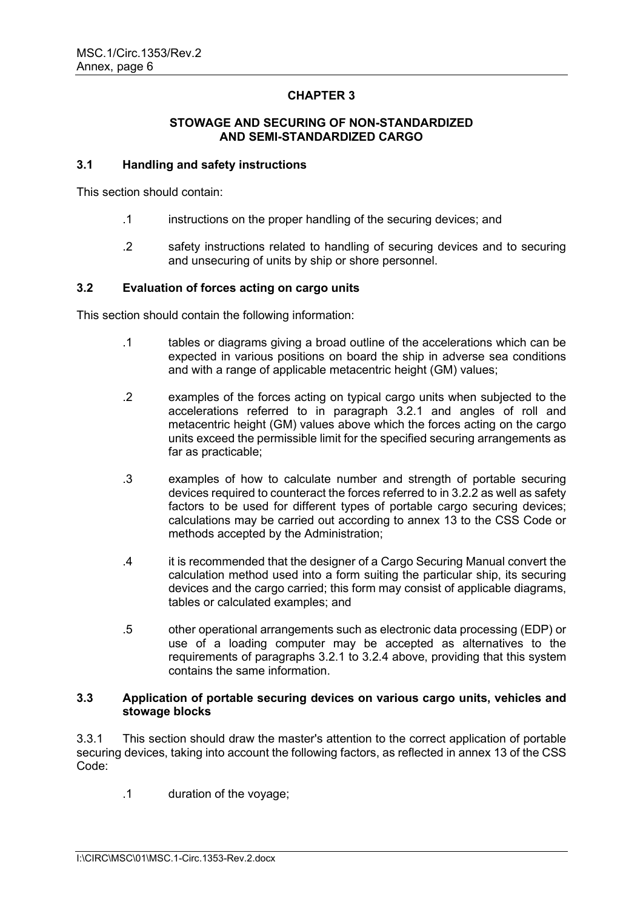## CHAPTER 3

### STOWAGE AND SECURING OF NON-STANDARDIZED AND SEMI-STANDARDIZED CARGO

### 3.1 Handling and safety instructions

This section should contain:

.1 instructions on the proper handling of the securing devices; and

.2 safety instructions related to handling of securing devices and to securing and unsecuring of units by ship or shore personnel.

### 3.2 Evaluation of forces acting on cargo units

This section should contain the following information:

.1 tables or diagrams giving a broad outline of the accelerations which can be expected in various positions on board the ship in adverse sea conditions and with a range of applicable metacentric height (GM) values;

.2 examples of the forces acting on typical cargo units when subjected to the accelerations referred to in paragraph 3.2.1 and angles of roll and metacentric height (GM) values above which the forces acting on the cargo units exceed the permissible limit for the specified securing arrangements as far as practicable;

.3 examples of how to calculate number and strength of portable securing devices required to counteract the forces referred to in 3.2.2 as well as safety factors to be used for different types of portable cargo securing devices; calculations may be carried out according to annex 13 to the CSS Code or methods accepted by the Administration;

.4 it is recommended that the designer of a Cargo Securing Manual convert the calculation method used into a form suiting the particular ship, its securing devices and the cargo carried; this form may consist of applicable diagrams, tables or calculated examples; and

.5 other operational arrangements such as electronic data processing (EDP) or use of a loading computer may be accepted as alternatives to the requirements of paragraphs 3.2.1 to 3.2.4 above, providing that this system contains the same information.

### 3.3 Application of portable securing devices on various cargo units, vehicles and stowage blocks

3.3.1 This section should draw the master's attention to the correct application of portable securing devices, taking into account the following factors, as reflected in annex 13 of the CSS Code:

.1 duration of the voyage;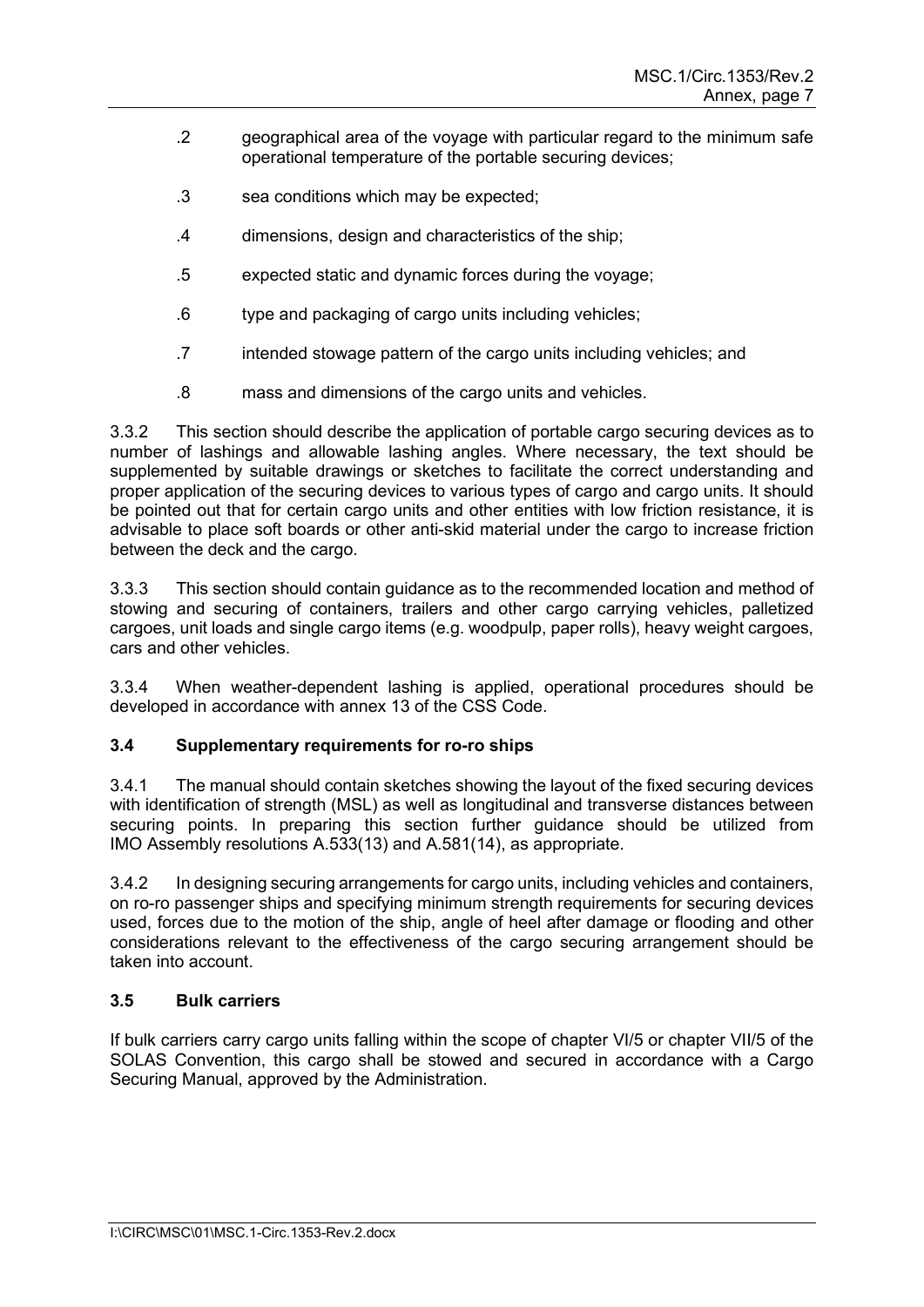.2 geographical area of the voyage with particular regard to the minimum safe operational temperature of the portable securing devices;

.3 sea conditions which may be expected;

.4 dimensions, design and characteristics of the ship;

.5 expected static and dynamic forces during the voyage;

.6 type and packaging of cargo units including vehicles;

.7 intended stowage pattern of the cargo units including vehicles; and

.8 mass and dimensions of the cargo units and vehicles.

3.3.2 This section should describe the application of portable cargo securing devices as to number of lashings and allowable lashing angles. Where necessary, the text should be supplemented by suitable drawings or sketches to facilitate the correct understanding and proper application of the securing devices to various types of cargo and cargo units. It should be pointed out that for certain cargo units and other entities with low friction resistance, it is advisable to place soft boards or other anti-skid material under the cargo to increase friction between the deck and the cargo.

3.3.3 This section should contain guidance as to the recommended location and method of stowing and securing of containers, trailers and other cargo carrying vehicles, palletized cargoes, unit loads and single cargo items (e.g. woodpulp, paper rolls), heavy weight cargoes, cars and other vehicles.

3.3.4 When weather-dependent lashing is applied, operational procedures should be developed in accordance with annex 13 of the CSS Code.

### 3.4 Supplementary requirements for ro-ro ships

3.4.1 The manual should contain sketches showing the layout of the fixed securing devices with identification of strength (MSL) as well as longitudinal and transverse distances between securing points. In preparing this section further guidance should be utilized from IMO Assembly resolutions A.533(13) and A.581(14), as appropriate.

3.4.2 In designing securing arrangements for cargo units, including vehicles and containers, on ro-ro passenger ships and specifying minimum strength requirements for securing devices used, forces due to the motion of the ship, angle of heel after damage or flooding and other considerations relevant to the effectiveness of the cargo securing arrangement should be taken into account.

### 3.5 Bulk carriers

If bulk carriers carry cargo units falling within the scope of chapter VI/5 or chapter VII/5 of the SOLAS Convention, this cargo shall be stowed and secured in accordance with a Cargo Securing Manual, approved by the Administration.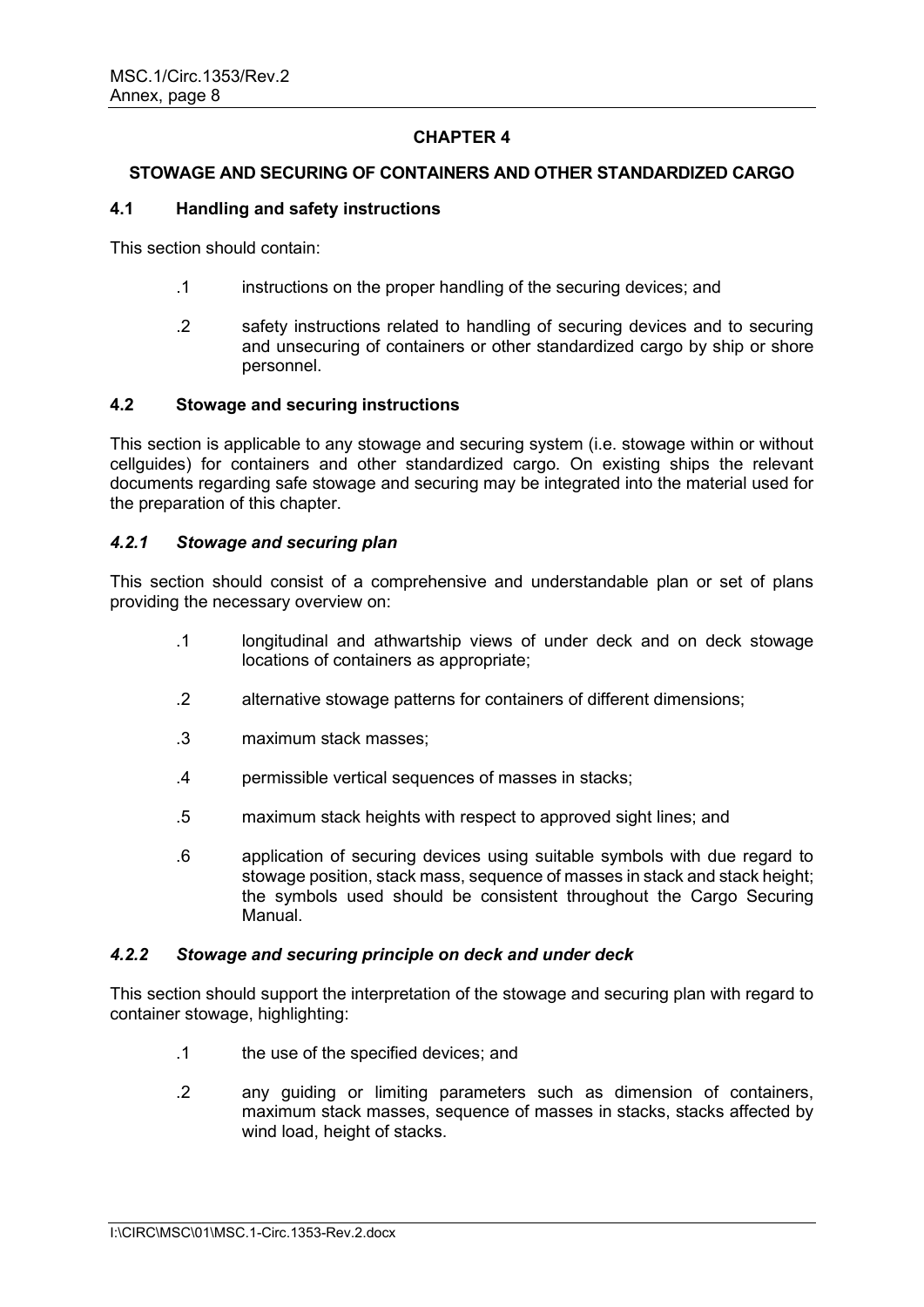## CHAPTER 4

## STOWAGE AND SECURING OF CONTAINERS AND OTHER STANDARDIZED CARGO

### 4.1 Handling and safety instructions

This section should contain:

.1 instructions on the proper handling of the securing devices; and

.2 safety instructions related to handling of securing devices and to securing and unsecuring of containers or other standardized cargo by ship or shore personnel.

### 4.2 Stowage and securing instructions

This section is applicable to any stowage and securing system (i.e. stowage within or without cellguides) for containers and other standardized cargo. On existing ships the relevant documents regarding safe stowage and securing may be integrated into the material used for the preparation of this chapter.

#### *4.2.1 Stowage and securing plan*

This section should consist of a comprehensive and understandable plan or set of plans providing the necessary overview on:

.1 longitudinal and athwartship views of under deck and on deck stowage locations of containers as appropriate;

.2 alternative stowage patterns for containers of different dimensions;

.3 maximum stack masses;

.4 permissible vertical sequences of masses in stacks;

.5 maximum stack heights with respect to approved sight lines; and

.6 application of securing devices using suitable symbols with due regard to stowage position, stack mass, sequence of masses in stack and stack height; the symbols used should be consistent throughout the Cargo Securing Manual.

#### *4.2.2 Stowage and securing principle on deck and under deck*

This section should support the interpretation of the stowage and securing plan with regard to container stowage, highlighting:

.1 the use of the specified devices; and

.2 any guiding or limiting parameters such as dimension of containers, maximum stack masses, sequence of masses in stacks, stacks affected by wind load, height of stacks.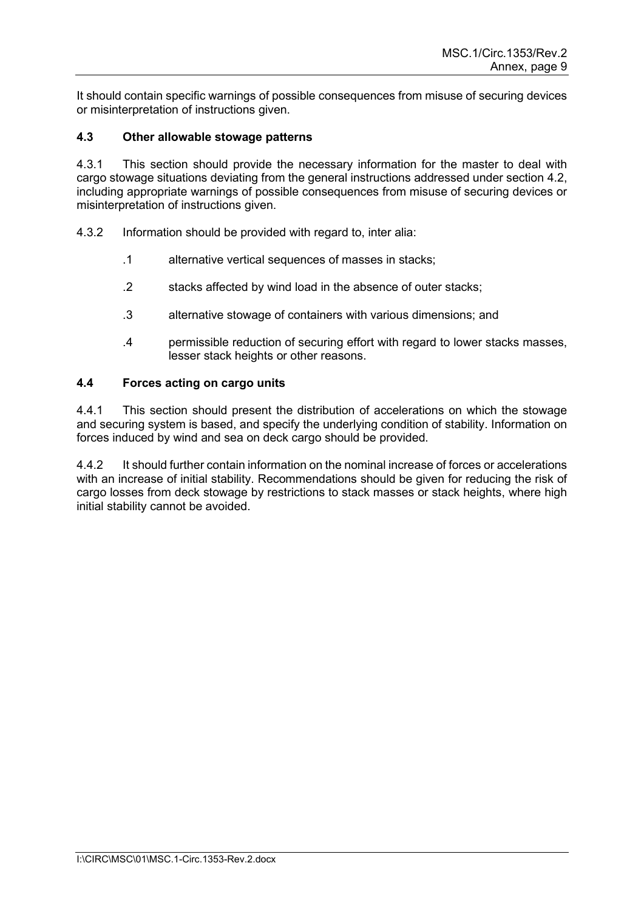It should contain specific warnings of possible consequences from misuse of securing devices or misinterpretation of instructions given.

### 4.3 Other allowable stowage patterns

4.3.1 This section should provide the necessary information for the master to deal with cargo stowage situations deviating from the general instructions addressed under section 4.2, including appropriate warnings of possible consequences from misuse of securing devices or misinterpretation of instructions given.

4.3.2 Information should be provided with regard to, inter alia:

.1 alternative vertical sequences of masses in stacks;

.2 stacks affected by wind load in the absence of outer stacks;

.3 alternative stowage of containers with various dimensions; and

.4 permissible reduction of securing effort with regard to lower stacks masses, lesser stack heights or other reasons.

### 4.4 Forces acting on cargo units

4.4.1 This section should present the distribution of accelerations on which the stowage and securing system is based, and specify the underlying condition of stability. Information on forces induced by wind and sea on deck cargo should be provided.

4.4.2 It should further contain information on the nominal increase of forces or accelerations with an increase of initial stability. Recommendations should be given for reducing the risk of cargo losses from deck stowage by restrictions to stack masses or stack heights, where high initial stability cannot be avoided.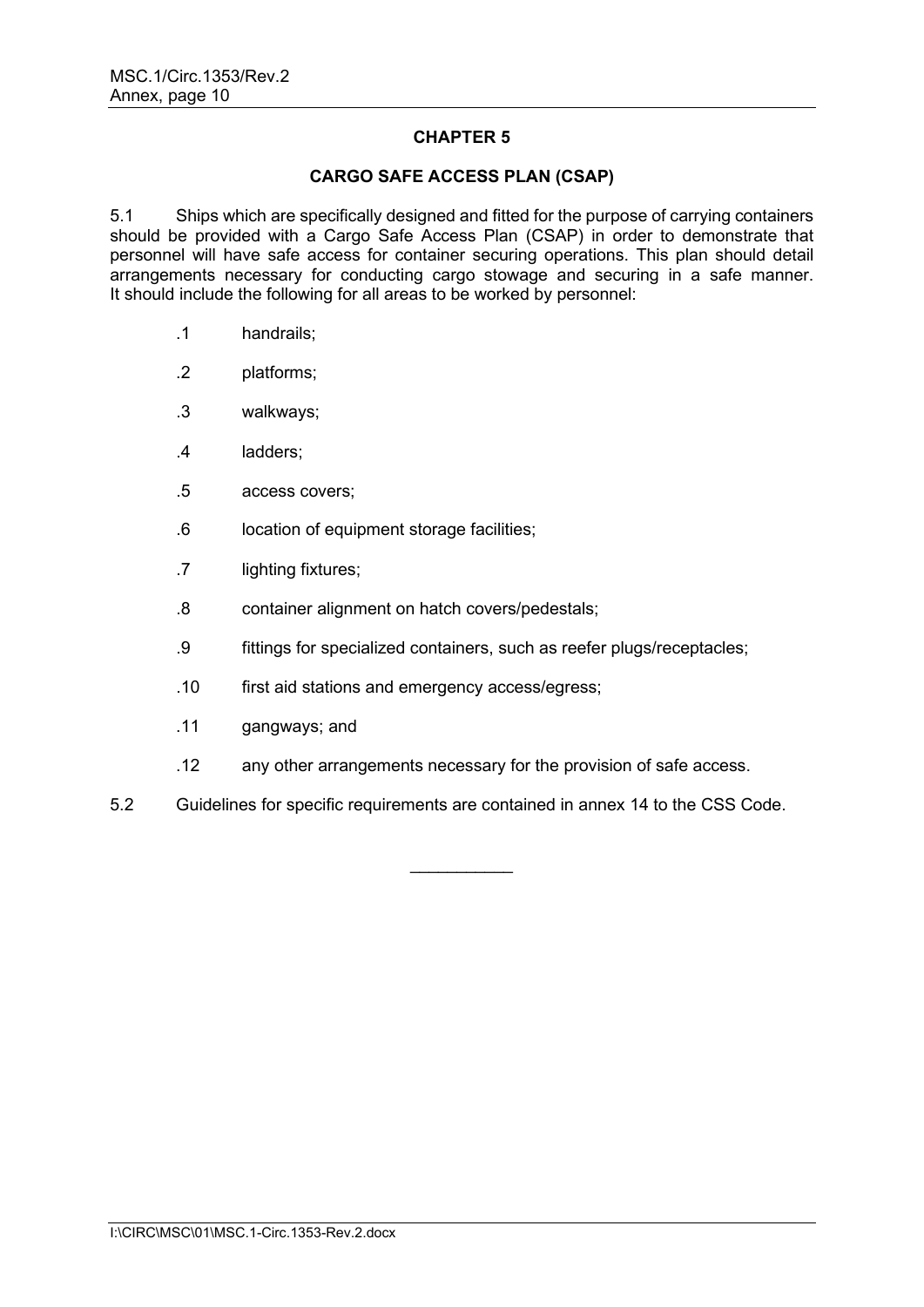## CHAPTER 5

### CARGO SAFE ACCESS PLAN (CSAP)

5.1 Ships which are specifically designed and fitted for the purpose of carrying containers should be provided with a Cargo Safe Access Plan (CSAP) in order to demonstrate that personnel will have safe access for container securing operations. This plan should detail arrangements necessary for conducting cargo stowage and securing in a safe manner. It should include the following for all areas to be worked by personnel:

- .1 handrails;
- .2 platforms;
- .3 walkways;
- .4 ladders;
- .5 access covers;
- .6 location of equipment storage facilities;
- .7 lighting fixtures;
- .8 container alignment on hatch covers/pedestals;
- .9 fittings for specialized containers, such as reefer plugs/receptacles;
- .10 first aid stations and emergency access/egress;
- .11 gangways; and
- .12 any other arrangements necessary for the provision of safe access.

5.2 Guidelines for specific requirements are contained in annex 14 to the CSS Code.

___________